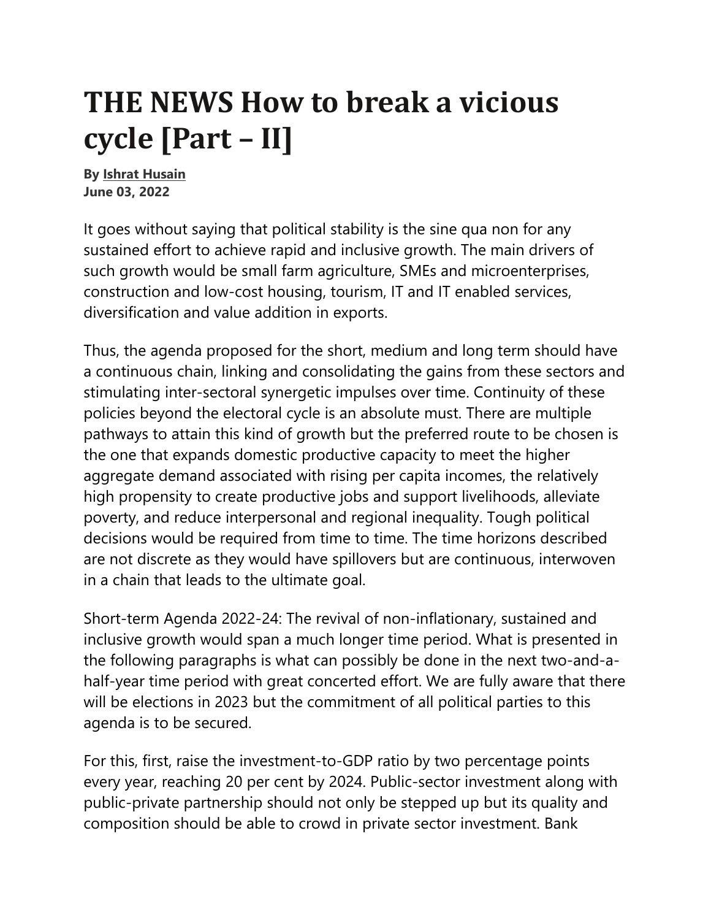# THE NEWS How to break a vicious cycle [Part – II]

**By Ishrat Husain**
**June 03, 2022**

It goes without saying that political stability is the sine qua non for any sustained effort to achieve rapid and inclusive growth. The main drivers of such growth would be small farm agriculture, SMEs and microenterprises, construction and low-cost housing, tourism, IT and IT enabled services, diversification and value addition in exports.

Thus, the agenda proposed for the short, medium and long term should have a continuous chain, linking and consolidating the gains from these sectors and stimulating inter-sectoral synergetic impulses over time. Continuity of these policies beyond the electoral cycle is an absolute must. There are multiple pathways to attain this kind of growth but the preferred route to be chosen is the one that expands domestic productive capacity to meet the higher aggregate demand associated with rising per capita incomes, the relatively high propensity to create productive jobs and support livelihoods, alleviate poverty, and reduce interpersonal and regional inequality. Tough political decisions would be required from time to time. The time horizons described are not discrete as they would have spillovers but are continuous, interwoven in a chain that leads to the ultimate goal.

Short-term Agenda 2022-24: The revival of non-inflationary, sustained and inclusive growth would span a much longer time period. What is presented in the following paragraphs is what can possibly be done in the next two-and-a-half-year time period with great concerted effort. We are fully aware that there will be elections in 2023 but the commitment of all political parties to this agenda is to be secured.

For this, first, raise the investment-to-GDP ratio by two percentage points every year, reaching 20 per cent by 2024. Public-sector investment along with public-private partnership should not only be stepped up but its quality and composition should be able to crowd in private sector investment. Bank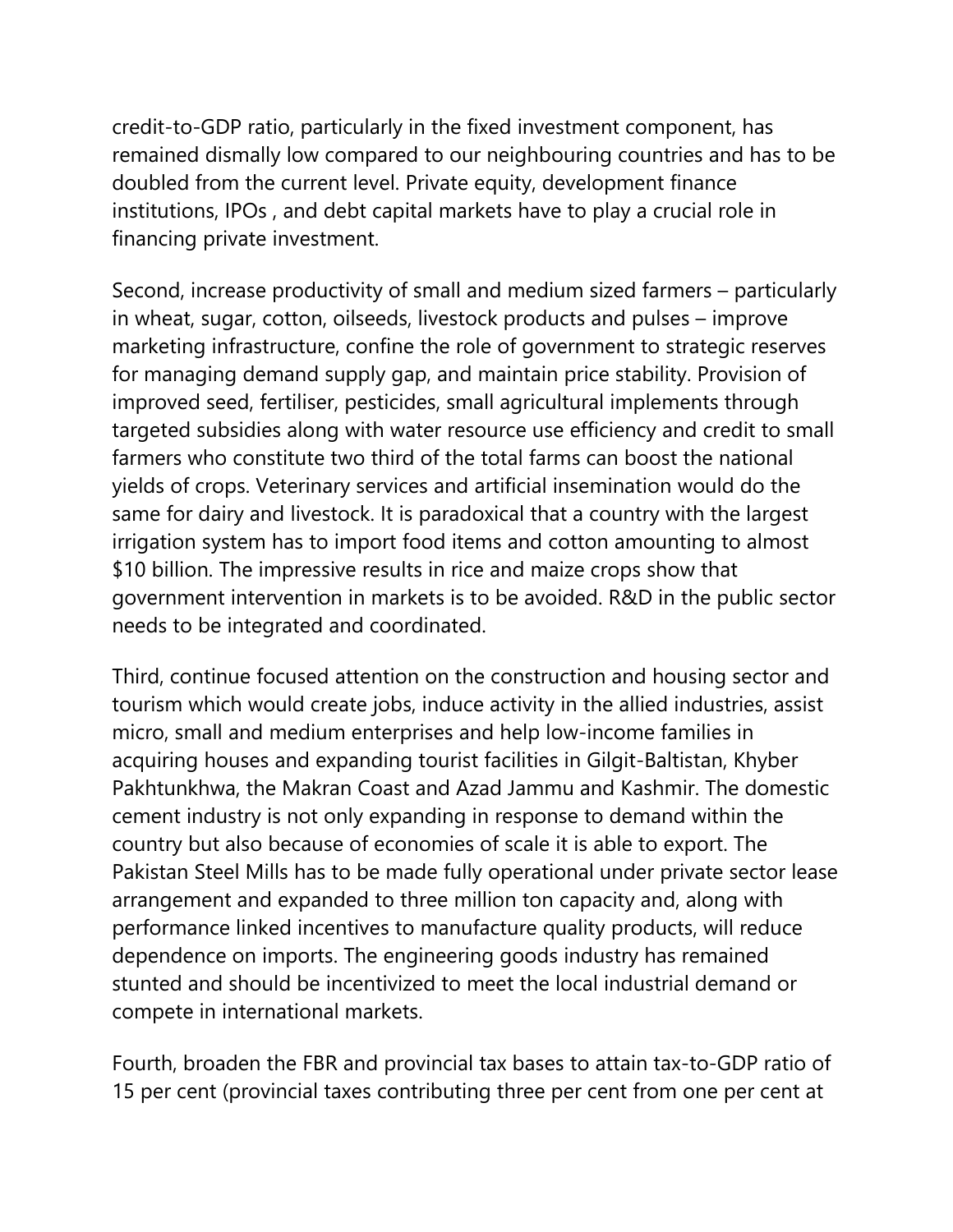credit-to-GDP ratio, particularly in the fixed investment component, has remained dismally low compared to our neighbouring countries and has to be doubled from the current level. Private equity, development finance institutions, IPOs , and debt capital markets have to play a crucial role in financing private investment.

Second, increase productivity of small and medium sized farmers – particularly in wheat, sugar, cotton, oilseeds, livestock products and pulses – improve marketing infrastructure, confine the role of government to strategic reserves for managing demand supply gap, and maintain price stability. Provision of improved seed, fertiliser, pesticides, small agricultural implements through targeted subsidies along with water resource use efficiency and credit to small farmers who constitute two third of the total farms can boost the national yields of crops. Veterinary services and artificial insemination would do the same for dairy and livestock. It is paradoxical that a country with the largest irrigation system has to import food items and cotton amounting to almost $10 billion. The impressive results in rice and maize crops show that government intervention in markets is to be avoided. R&D in the public sector needs to be integrated and coordinated.

Third, continue focused attention on the construction and housing sector and tourism which would create jobs, induce activity in the allied industries, assist micro, small and medium enterprises and help low-income families in acquiring houses and expanding tourist facilities in Gilgit-Baltistan, Khyber Pakhtunkhwa, the Makran Coast and Azad Jammu and Kashmir. The domestic cement industry is not only expanding in response to demand within the country but also because of economies of scale it is able to export. The Pakistan Steel Mills has to be made fully operational under private sector lease arrangement and expanded to three million ton capacity and, along with performance linked incentives to manufacture quality products, will reduce dependence on imports. The engineering goods industry has remained stunted and should be incentivized to meet the local industrial demand or compete in international markets.

Fourth, broaden the FBR and provincial tax bases to attain tax-to-GDP ratio of 15 per cent (provincial taxes contributing three per cent from one per cent at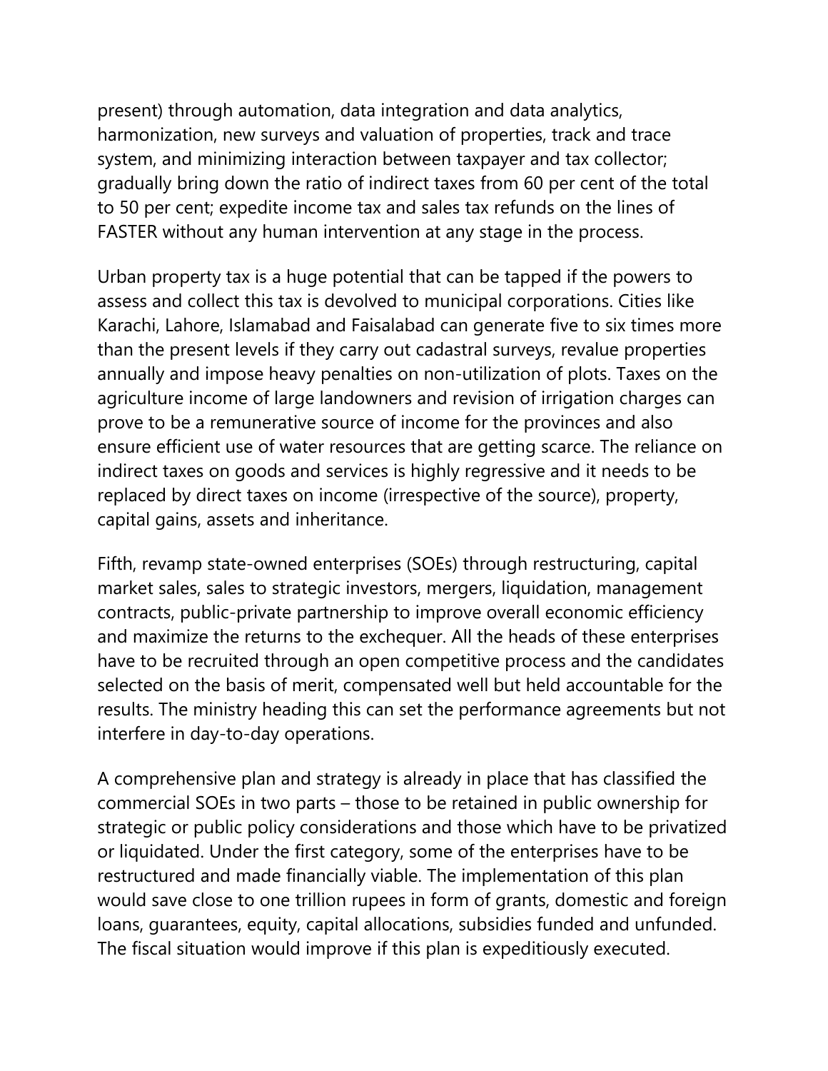present) through automation, data integration and data analytics, harmonization, new surveys and valuation of properties, track and trace system, and minimizing interaction between taxpayer and tax collector; gradually bring down the ratio of indirect taxes from 60 per cent of the total to 50 per cent; expedite income tax and sales tax refunds on the lines of FASTER without any human intervention at any stage in the process.

Urban property tax is a huge potential that can be tapped if the powers to assess and collect this tax is devolved to municipal corporations. Cities like Karachi, Lahore, Islamabad and Faisalabad can generate five to six times more than the present levels if they carry out cadastral surveys, revalue properties annually and impose heavy penalties on non-utilization of plots. Taxes on the agriculture income of large landowners and revision of irrigation charges can prove to be a remunerative source of income for the provinces and also ensure efficient use of water resources that are getting scarce. The reliance on indirect taxes on goods and services is highly regressive and it needs to be replaced by direct taxes on income (irrespective of the source), property, capital gains, assets and inheritance.

Fifth, revamp state-owned enterprises (SOEs) through restructuring, capital market sales, sales to strategic investors, mergers, liquidation, management contracts, public-private partnership to improve overall economic efficiency and maximize the returns to the exchequer. All the heads of these enterprises have to be recruited through an open competitive process and the candidates selected on the basis of merit, compensated well but held accountable for the results. The ministry heading this can set the performance agreements but not interfere in day-to-day operations.

A comprehensive plan and strategy is already in place that has classified the commercial SOEs in two parts – those to be retained in public ownership for strategic or public policy considerations and those which have to be privatized or liquidated. Under the first category, some of the enterprises have to be restructured and made financially viable. The implementation of this plan would save close to one trillion rupees in form of grants, domestic and foreign loans, guarantees, equity, capital allocations, subsidies funded and unfunded. The fiscal situation would improve if this plan is expeditiously executed.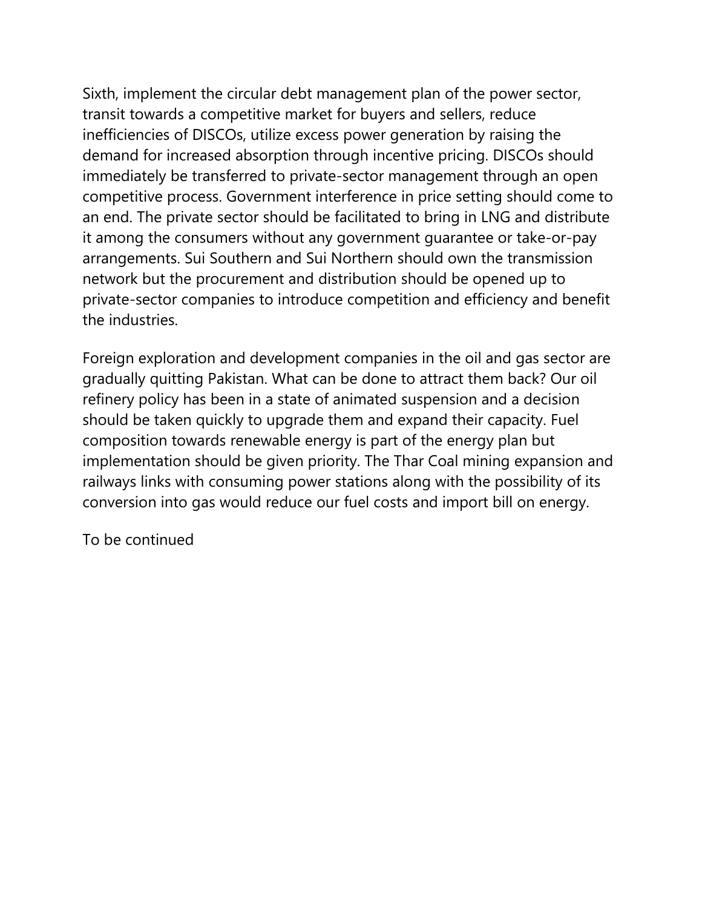Sixth, implement the circular debt management plan of the power sector, transit towards a competitive market for buyers and sellers, reduce inefficiencies of DISCOs, utilize excess power generation by raising the demand for increased absorption through incentive pricing. DISCOs should immediately be transferred to private-sector management through an open competitive process. Government interference in price setting should come to an end. The private sector should be facilitated to bring in LNG and distribute it among the consumers without any government guarantee or take-or-pay arrangements. Sui Southern and Sui Northern should own the transmission network but the procurement and distribution should be opened up to private-sector companies to introduce competition and efficiency and benefit the industries.

Foreign exploration and development companies in the oil and gas sector are gradually quitting Pakistan. What can be done to attract them back? Our oil refinery policy has been in a state of animated suspension and a decision should be taken quickly to upgrade them and expand their capacity. Fuel composition towards renewable energy is part of the energy plan but implementation should be given priority. The Thar Coal mining expansion and railways links with consuming power stations along with the possibility of its conversion into gas would reduce our fuel costs and import bill on energy.

To be continued